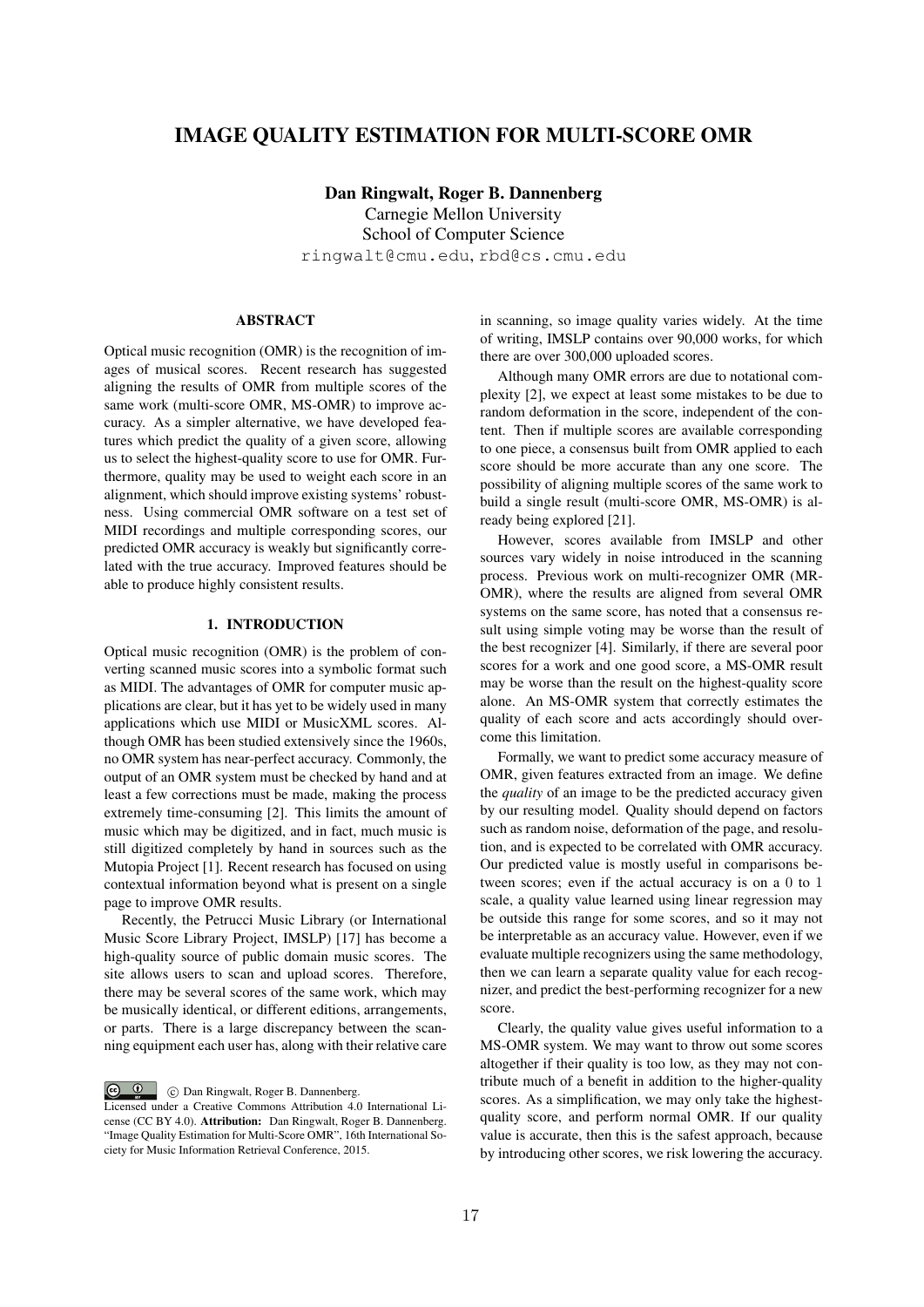# IMAGE QUALITY ESTIMATION FOR MULTI-SCORE OMR

**Dan Ringwalt, Roger B. Dannenberg**
Carnegie Mellon University
School of Computer Science
ringwalt@cmu.edu, rbd@cs.cmu.edu

## ABSTRACT

Optical music recognition (OMR) is the recognition of images of musical scores. Recent research has suggested aligning the results of OMR from multiple scores of the same work (multi-score OMR, MS-OMR) to improve accuracy. As a simpler alternative, we have developed features which predict the quality of a given score, allowing us to select the highest-quality score to use for OMR. Furthermore, quality may be used to weight each score in an alignment, which should improve existing systems' robustness. Using commercial OMR software on a test set of MIDI recordings and multiple corresponding scores, our predicted OMR accuracy is weakly but significantly correlated with the true accuracy. Improved features should be able to produce highly consistent results.

## 1. INTRODUCTION

Optical music recognition (OMR) is the problem of converting scanned music scores into a symbolic format such as MIDI. The advantages of OMR for computer music applications are clear, but it has yet to be widely used in many applications which use MIDI or MusicXML scores. Although OMR has been studied extensively since the 1960s, no OMR system has near-perfect accuracy. Commonly, the output of an OMR system must be checked by hand and at least a few corrections must be made, making the process extremely time-consuming [2]. This limits the amount of music which may be digitized, and in fact, much music is still digitized completely by hand in sources such as the Mutopia Project [1]. Recent research has focused on using contextual information beyond what is present on a single page to improve OMR results.

Recently, the Petrucci Music Library (or International Music Score Library Project, IMSLP) [17] has become a high-quality source of public domain music scores. The site allows users to scan and upload scores. Therefore, there may be several scores of the same work, which may be musically identical, or different editions, arrangements, or parts. There is a large discrepancy between the scanning equipment each user has, along with their relative care in scanning, so image quality varies widely. At the time of writing, IMSLP contains over 90,000 works, for which there are over 300,000 uploaded scores.

Although many OMR errors are due to notational complexity [2], we expect at least some mistakes to be due to random deformation in the score, independent of the content. Then if multiple scores are available corresponding to one piece, a consensus built from OMR applied to each score should be more accurate than any one score. The possibility of aligning multiple scores of the same work to build a single result (multi-score OMR, MS-OMR) is already being explored [21].

However, scores available from IMSLP and other sources vary widely in noise introduced in the scanning process. Previous work on multi-recognizer OMR (MR-OMR), where the results are aligned from several OMR systems on the same score, has noted that a consensus result using simple voting may be worse than the result of the best recognizer [4]. Similarly, if there are several poor scores for a work and one good score, a MS-OMR result may be worse than the result on the highest-quality score alone. An MS-OMR system that correctly estimates the quality of each score and acts accordingly should overcome this limitation.

Formally, we want to predict some accuracy measure of OMR, given features extracted from an image. We define the *quality* of an image to be the predicted accuracy given by our resulting model. Quality should depend on factors such as random noise, deformation of the page, and resolution, and is expected to be correlated with OMR accuracy. Our predicted value is mostly useful in comparisons between scores; even if the actual accuracy is on a 0 to 1 scale, a quality value learned using linear regression may be outside this range for some scores, and so it may not be interpretable as an accuracy value. However, even if we evaluate multiple recognizers using the same methodology, then we can learn a separate quality value for each recognizer, and predict the best-performing recognizer for a new score.

Clearly, the quality value gives useful information to a MS-OMR system. We may want to throw out some scores altogether if their quality is too low, as they may not contribute much of a benefit in addition to the higher-quality scores. As a simplification, we may only take the highest-quality score, and perform normal OMR. If our quality value is accurate, then this is the safest approach, because by introducing other scores, we risk lowering the accuracy.

© Dan Ringwalt, Roger B. Dannenberg.
Licensed under a Creative Commons Attribution 4.0 International License (CC BY 4.0). **Attribution:** Dan Ringwalt, Roger B. Dannenberg. "Image Quality Estimation for Multi-Score OMR", 16th International Society for Music Information Retrieval Conference, 2015.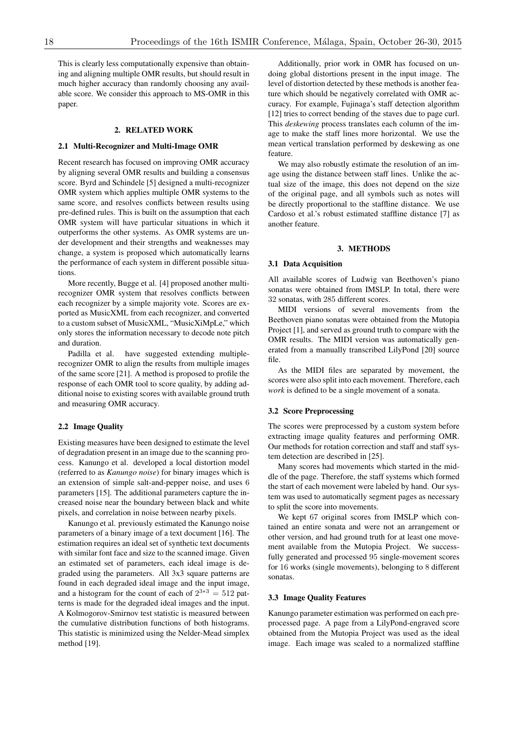This is clearly less computationally expensive than obtaining and aligning multiple OMR results, but should result in much higher accuracy than randomly choosing any available score. We consider this approach to MS-OMR in this paper.

## 2. RELATED WORK

### 2.1 Multi-Recognizer and Multi-Image OMR

Recent research has focused on improving OMR accuracy by aligning several OMR results and building a consensus score. Byrd and Schindele [5] designed a multi-recognizer OMR system which applies multiple OMR systems to the same score, and resolves conflicts between results using pre-defined rules. This is built on the assumption that each OMR system will have particular situations in which it outperforms the other systems. As OMR systems are under development and their strengths and weaknesses may change, a system is proposed which automatically learns the performance of each system in different possible situations.

More recently, Bugge et al. [4] proposed another multi-recognizer OMR system that resolves conflicts between each recognizer by a simple majority vote. Scores are exported as MusicXML from each recognizer, and converted to a custom subset of MusicXML, "MusicXiMpLe," which only stores the information necessary to decode note pitch and duration.

Padilla et al. have suggested extending multiple-recognizer OMR to align the results from multiple images of the same score [21]. A method is proposed to profile the response of each OMR tool to score quality, by adding additional noise to existing scores with available ground truth and measuring OMR accuracy.

### 2.2 Image Quality

Existing measures have been designed to estimate the level of degradation present in an image due to the scanning process. Kanungo et al. developed a local distortion model (referred to as *Kanungo noise*) for binary images which is an extension of simple salt-and-pepper noise, and uses 6 parameters [15]. The additional parameters capture the increased noise near the boundary between black and white pixels, and correlation in noise between nearby pixels.

Kanungo et al. previously estimated the Kanungo noise parameters of a binary image of a text document [16]. The estimation requires an ideal set of synthetic text documents with similar font face and size to the scanned image. Given an estimated set of parameters, each ideal image is degraded using the parameters. All 3x3 square patterns are found in each degraded ideal image and the input image, and a histogram for the count of each of $2^{3*3} = 512$ patterns is made for the degraded ideal images and the input. A Kolmogorov-Smirnov test statistic is measured between the cumulative distribution functions of both histograms. This statistic is minimized using the Nelder-Mead simplex method [19].

Additionally, prior work in OMR has focused on undoing global distortions present in the input image. The level of distortion detected by these methods is another feature which should be negatively correlated with OMR accuracy. For example, Fujinaga's staff detection algorithm [12] tries to correct bending of the staves due to page curl. This *deskewing* process translates each column of the image to make the staff lines more horizontal. We use the mean vertical translation performed by deskewing as one feature.

We may also robustly estimate the resolution of an image using the distance between staff lines. Unlike the actual size of the image, this does not depend on the size of the original page, and all symbols such as notes will be directly proportional to the staffline distance. We use Cardoso et al.'s robust estimated staffline distance [7] as another feature.

## 3. METHODS

### 3.1 Data Acquisition

All available scores of Ludwig van Beethoven's piano sonatas were obtained from IMSLP. In total, there were 32 sonatas, with 285 different scores.

MIDI versions of several movements from the Beethoven piano sonatas were obtained from the Mutopia Project [1], and served as ground truth to compare with the OMR results. The MIDI version was automatically generated from a manually transcribed LilyPond [20] source file.

As the MIDI files are separated by movement, the scores were also split into each movement. Therefore, each *work* is defined to be a single movement of a sonata.

### 3.2 Score Preprocessing

The scores were preprocessed by a custom system before extracting image quality features and performing OMR. Our methods for rotation correction and staff and staff system detection are described in [25].

Many scores had movements which started in the middle of the page. Therefore, the staff systems which formed the start of each movement were labeled by hand. Our system was used to automatically segment pages as necessary to split the score into movements.

We kept 67 original scores from IMSLP which contained an entire sonata and were not an arrangement or other version, and had ground truth for at least one movement available from the Mutopia Project. We successfully generated and processed 95 single-movement scores for 16 works (single movements), belonging to 8 different sonatas.

### 3.3 Image Quality Features

Kanungo parameter estimation was performed on each preprocessed page. A page from a LilyPond-engraved score obtained from the Mutopia Project was used as the ideal image. Each image was scaled to a normalized staffline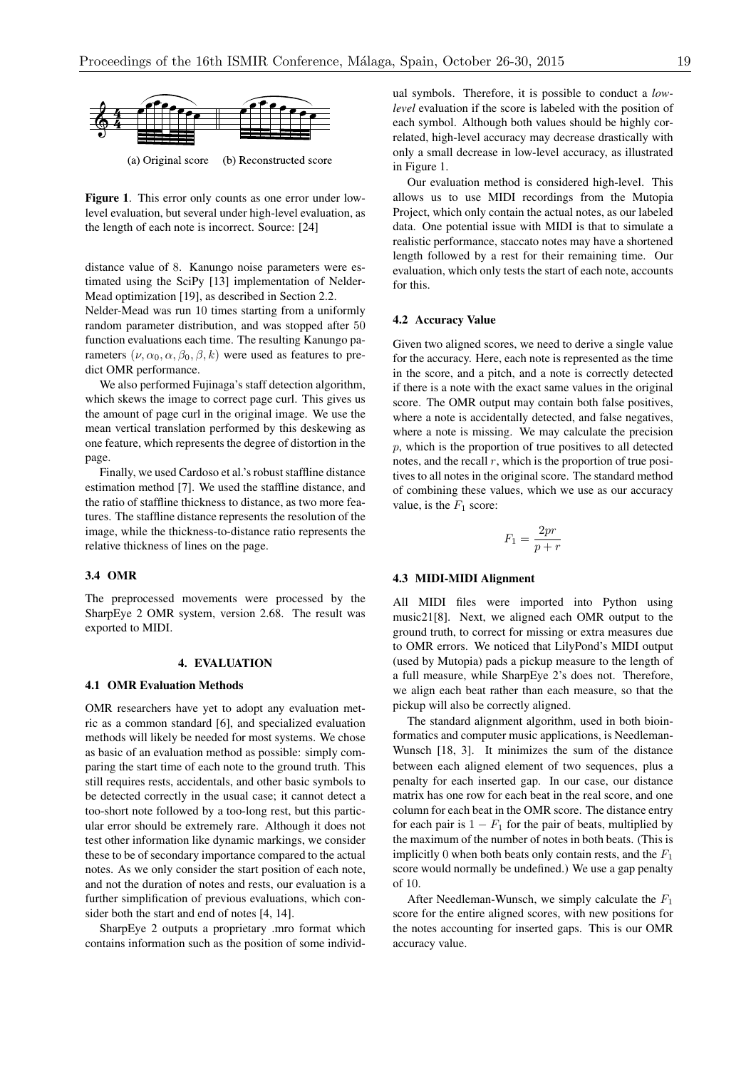(a) Original score (b) Reconstructed score

**Figure 1**. This error only counts as one error under low-level evaluation, but several under high-level evaluation, as the length of each note is incorrect. Source: [24]

distance value of 8. Kanungo noise parameters were estimated using the SciPy [13] implementation of Nelder-Mead optimization [19], as described in Section 2.2. Nelder-Mead was run 10 times starting from a uniformly random parameter distribution, and was stopped after 50 function evaluations each time. The resulting Kanungo parameters $(\nu, \alpha_0, \alpha, \beta_0, \beta, k)$ were used as features to predict OMR performance.

We also performed Fujinaga's staff detection algorithm, which skews the image to correct page curl. This gives us the amount of page curl in the original image. We use the mean vertical translation performed by this deskewing as one feature, which represents the degree of distortion in the page.

Finally, we used Cardoso et al.'s robust staffline distance estimation method [7]. We used the staffline distance, and the ratio of staffline thickness to distance, as two more features. The staffline distance represents the resolution of the image, while the thickness-to-distance ratio represents the relative thickness of lines on the page.

### 3.4 OMR

The preprocessed movements were processed by the SharpEye 2 OMR system, version 2.68. The result was exported to MIDI.

## 4. EVALUATION

### 4.1 OMR Evaluation Methods

OMR researchers have yet to adopt any evaluation metric as a common standard [6], and specialized evaluation methods will likely be needed for most systems. We chose as basic of an evaluation method as possible: simply comparing the start time of each note to the ground truth. This still requires rests, accidentals, and other basic symbols to be detected correctly in the usual case; it cannot detect a too-short note followed by a too-long rest, but this particular error should be extremely rare. Although it does not test other information like dynamic markings, we consider these to be of secondary importance compared to the actual notes. As we only consider the start position of each note, and not the duration of notes and rests, our evaluation is a further simplification of previous evaluations, which consider both the start and end of notes [4, 14].

SharpEye 2 outputs a proprietary .mro format which contains information such as the position of some individual symbols. Therefore, it is possible to conduct a *low-level* evaluation if the score is labeled with the position of each symbol. Although both values should be highly correlated, high-level accuracy may decrease drastically with only a small decrease in low-level accuracy, as illustrated in Figure 1.

Our evaluation method is considered high-level. This allows us to use MIDI recordings from the Mutopia Project, which only contain the actual notes, as our labeled data. One potential issue with MIDI is that to simulate a realistic performance, staccato notes may have a shortened length followed by a rest for their remaining time. Our evaluation, which only tests the start of each note, accounts for this.

### 4.2 Accuracy Value

Given two aligned scores, we need to derive a single value for the accuracy. Here, each note is represented as the time in the score, and a pitch, and a note is correctly detected if there is a note with the exact same values in the original score. The OMR output may contain both false positives, where a note is accidentally detected, and false negatives, where a note is missing. We may calculate the precision $p$, which is the proportion of true positives to all detected notes, and the recall $r$, which is the proportion of true positives to all notes in the original score. The standard method of combining these values, which we use as our accuracy value, is the $F_1$ score:

$$F_1 = \frac{2pr}{p + r}$$

### 4.3 MIDI-MIDI Alignment

All MIDI files were imported into Python using music21[8]. Next, we aligned each OMR output to the ground truth, to correct for missing or extra measures due to OMR errors. We noticed that LilyPond's MIDI output (used by Mutopia) pads a pickup measure to the length of a full measure, while SharpEye 2's does not. Therefore, we align each beat rather than each measure, so that the pickup will also be correctly aligned.

The standard alignment algorithm, used in both bioinformatics and computer music applications, is Needleman-Wunsch [18, 3]. It minimizes the sum of the distance between each aligned element of two sequences, plus a penalty for each inserted gap. In our case, our distance matrix has one row for each beat in the real score, and one column for each beat in the OMR score. The distance entry for each pair is $1 - F_1$ for the pair of beats, multiplied by the maximum of the number of notes in both beats. (This is implicitly 0 when both beats only contain rests, and the $F_1$ score would normally be undefined.) We use a gap penalty of 10.

After Needleman-Wunsch, we simply calculate the $F_1$ score for the entire aligned scores, with new positions for the notes accounting for inserted gaps. This is our OMR accuracy value.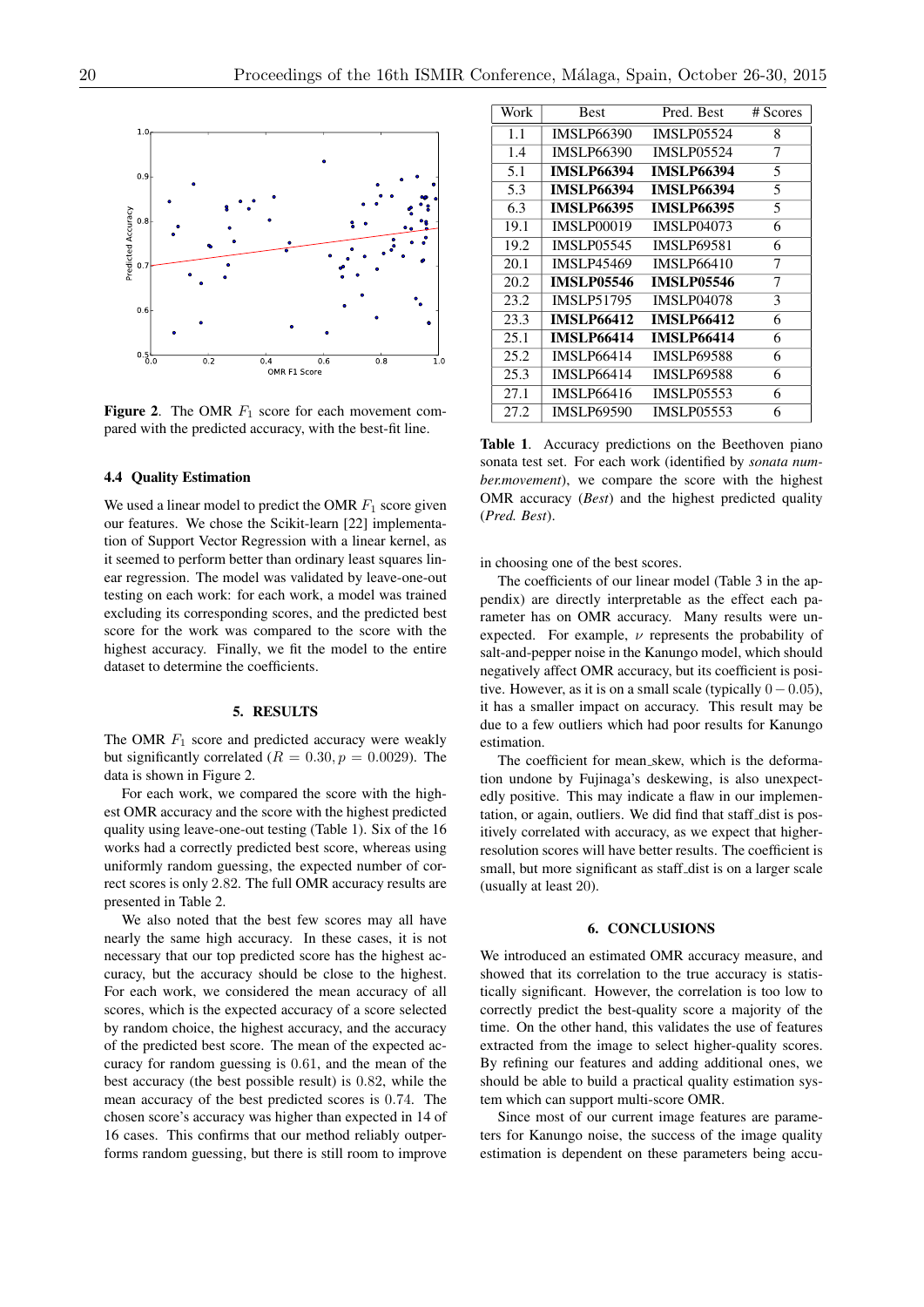**Figure 2**. The OMR $F_1$ score for each movement compared with the predicted accuracy, with the best-fit line.

### 4.4 Quality Estimation

We used a linear model to predict the OMR $F_1$ score given our features. We chose the Scikit-learn [22] implementation of Support Vector Regression with a linear kernel, as it seemed to perform better than ordinary least squares linear regression. The model was validated by leave-one-out testing on each work: for each work, a model was trained excluding its corresponding scores, and the predicted best score for the work was compared to the score with the highest accuracy. Finally, we fit the model to the entire dataset to determine the coefficients.

## 5. RESULTS

The OMR $F_1$ score and predicted accuracy were weakly but significantly correlated ($R = 0.30, p = 0.0029$). The data is shown in Figure 2.

For each work, we compared the score with the highest OMR accuracy and the score with the highest predicted quality using leave-one-out testing (Table 1). Six of the 16 works had a correctly predicted best score, whereas using uniformly random guessing, the expected number of correct scores is only 2.82. The full OMR accuracy results are presented in Table 2.

We also noted that the best few scores may all have nearly the same high accuracy. In these cases, it is not necessary that our top predicted score has the highest accuracy, but the accuracy should be close to the highest. For each work, we considered the mean accuracy of all scores, which is the expected accuracy of a score selected by random choice, the highest accuracy, and the accuracy of the predicted best score. The mean of the expected accuracy for random guessing is 0.61, and the mean of the best accuracy (the best possible result) is 0.82, while the mean accuracy of the best predicted scores is 0.74. The chosen score's accuracy was higher than expected in 14 of 16 cases. This confirms that our method reliably outperforms random guessing, but there is still room to improve in choosing one of the best scores.

| Work | Best | Pred. Best | # Scores |
|---|---|---|---|
| 1.1 | IMSLP66390 | IMSLP05524 | 8 |
| 1.4 | IMSLP66390 | IMSLP05524 | 7 |
| 5.1 | **IMSLP66394** | **IMSLP66394** | 5 |
| 5.3 | **IMSLP66394** | **IMSLP66394** | 5 |
| 6.3 | **IMSLP66395** | **IMSLP66395** | 5 |
| 19.1 | IMSLP00019 | IMSLP04073 | 6 |
| 19.2 | IMSLP05545 | IMSLP69581 | 6 |
| 20.1 | IMSLP45469 | IMSLP66410 | 7 |
| 20.2 | **IMSLP05546** | **IMSLP05546** | 7 |
| 23.2 | IMSLP51795 | IMSLP04078 | 3 |
| 23.3 | **IMSLP66412** | **IMSLP66412** | 6 |
| 25.1 | **IMSLP66414** | **IMSLP66414** | 6 |
| 25.2 | IMSLP66414 | IMSLP69588 | 6 |
| 25.3 | IMSLP66414 | IMSLP69588 | 6 |
| 27.1 | IMSLP66416 | IMSLP05553 | 6 |
| 27.2 | IMSLP69590 | IMSLP05553 | 6 |

**Table 1**. Accuracy predictions on the Beethoven piano sonata test set. For each work (identified by *sonata number.movement*), we compare the score with the highest OMR accuracy (*Best*) and the highest predicted quality (*Pred. Best*).

The coefficients of our linear model (Table 3 in the appendix) are directly interpretable as the effect each parameter has on OMR accuracy. Many results were unexpected. For example, $\nu$ represents the probability of salt-and-pepper noise in the Kanungo model, which should negatively affect OMR accuracy, but its coefficient is positive. However, as it is on a small scale (typically $0 - 0.05$), it has a smaller impact on accuracy. This result may be due to a few outliers which had poor results for Kanungo estimation.

The coefficient for mean_skew, which is the deformation undone by Fujinaga's deskewing, is also unexpectedly positive. This may indicate a flaw in our implementation, or again, outliers. We did find that staff_dist is positively correlated with accuracy, as we expect that higher-resolution scores will have better results. The coefficient is small, but more significant as staff_dist is on a larger scale (usually at least 20).

## 6. CONCLUSIONS

We introduced an estimated OMR accuracy measure, and showed that its correlation to the true accuracy is statistically significant. However, the correlation is too low to correctly predict the best-quality score a majority of the time. On the other hand, this validates the use of features extracted from the image to select higher-quality scores. By refining our features and adding additional ones, we should be able to build a practical quality estimation system which can support multi-score OMR.

Since most of our current image features are parameters for Kanungo noise, the success of the image quality estimation is dependent on these parameters being accu-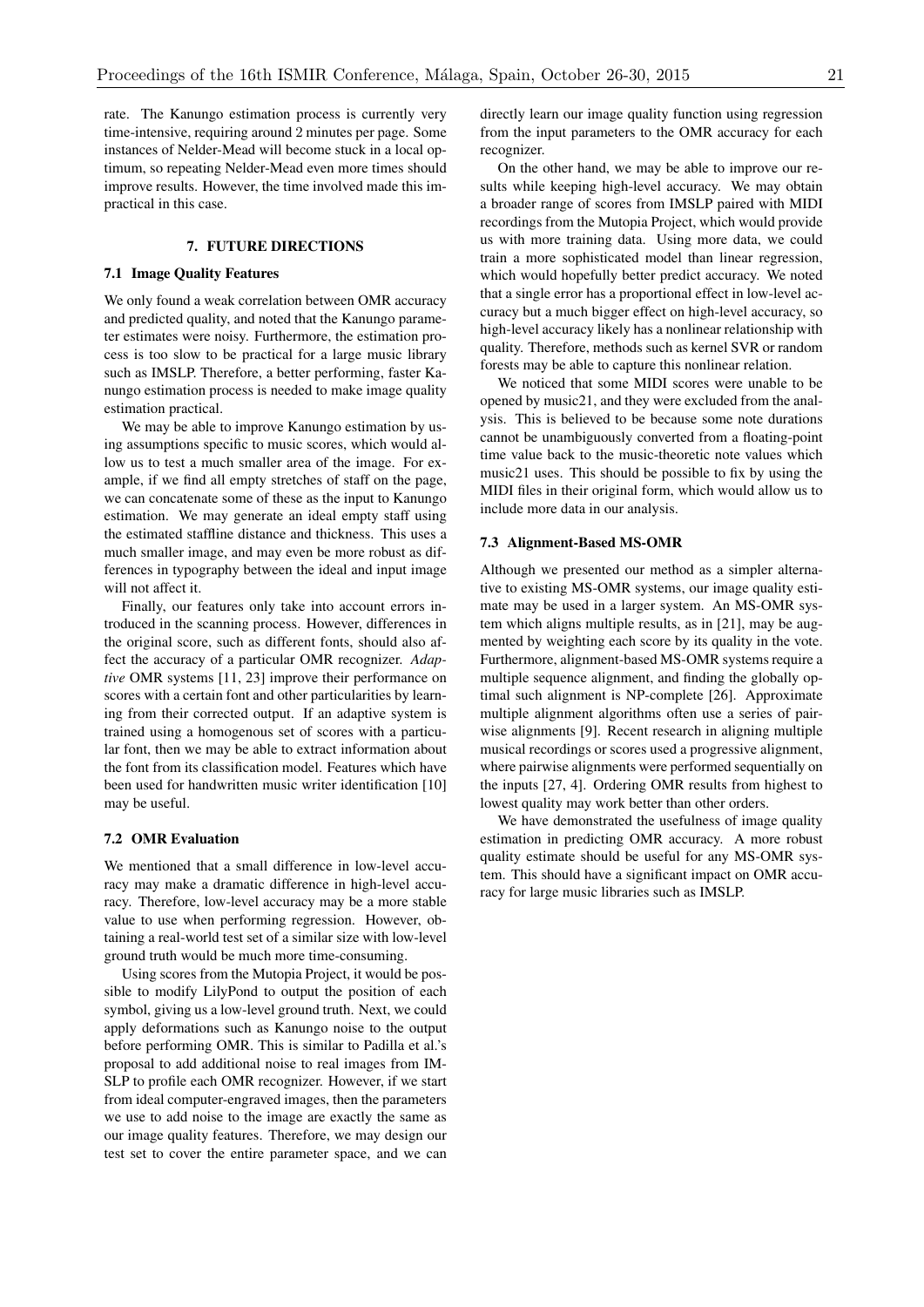rate. The Kanungo estimation process is currently very time-intensive, requiring around 2 minutes per page. Some instances of Nelder-Mead will become stuck in a local optimum, so repeating Nelder-Mead even more times should improve results. However, the time involved made this impractical in this case.

## 7. FUTURE DIRECTIONS

### 7.1 Image Quality Features

We only found a weak correlation between OMR accuracy and predicted quality, and noted that the Kanungo parameter estimates were noisy. Furthermore, the estimation process is too slow to be practical for a large music library such as IMSLP. Therefore, a better performing, faster Kanungo estimation process is needed to make image quality estimation practical.

We may be able to improve Kanungo estimation by using assumptions specific to music scores, which would allow us to test a much smaller area of the image. For example, if we find all empty stretches of staff on the page, we can concatenate some of these as the input to Kanungo estimation. We may generate an ideal empty staff using the estimated staffline distance and thickness. This uses a much smaller image, and may even be more robust as differences in typography between the ideal and input image will not affect it.

Finally, our features only take into account errors introduced in the scanning process. However, differences in the original score, such as different fonts, should also affect the accuracy of a particular OMR recognizer. *Adaptive* OMR systems [11, 23] improve their performance on scores with a certain font and other particularities by learning from their corrected output. If an adaptive system is trained using a homogenous set of scores with a particular font, then we may be able to extract information about the font from its classification model. Features which have been used for handwritten music writer identification [10] may be useful.

### 7.2 OMR Evaluation

We mentioned that a small difference in low-level accuracy may make a dramatic difference in high-level accuracy. Therefore, low-level accuracy may be a more stable value to use when performing regression. However, obtaining a real-world test set of a similar size with low-level ground truth would be much more time-consuming.

Using scores from the Mutopia Project, it would be possible to modify LilyPond to output the position of each symbol, giving us a low-level ground truth. Next, we could apply deformations such as Kanungo noise to the output before performing OMR. This is similar to Padilla et al.'s proposal to add additional noise to real images from IMSLP to profile each OMR recognizer. However, if we start from ideal computer-engraved images, then the parameters we use to add noise to the image are exactly the same as our image quality features. Therefore, we may design our test set to cover the entire parameter space, and we can directly learn our image quality function using regression from the input parameters to the OMR accuracy for each recognizer.

On the other hand, we may be able to improve our results while keeping high-level accuracy. We may obtain a broader range of scores from IMSLP paired with MIDI recordings from the Mutopia Project, which would provide us with more training data. Using more data, we could train a more sophisticated model than linear regression, which would hopefully better predict accuracy. We noted that a single error has a proportional effect in low-level accuracy but a much bigger effect on high-level accuracy, so high-level accuracy likely has a nonlinear relationship with quality. Therefore, methods such as kernel SVR or random forests may be able to capture this nonlinear relation.

We noticed that some MIDI scores were unable to be opened by music21, and they were excluded from the analysis. This is believed to be because some note durations cannot be unambiguously converted from a floating-point time value back to the music-theoretic note values which music21 uses. This should be possible to fix by using the MIDI files in their original form, which would allow us to include more data in our analysis.

### 7.3 Alignment-Based MS-OMR

Although we presented our method as a simpler alternative to existing MS-OMR systems, our image quality estimate may be used in a larger system. An MS-OMR system which aligns multiple results, as in [21], may be augmented by weighting each score by its quality in the vote. Furthermore, alignment-based MS-OMR systems require a multiple sequence alignment, and finding the globally optimal such alignment is NP-complete [26]. Approximate multiple alignment algorithms often use a series of pairwise alignments [9]. Recent research in aligning multiple musical recordings or scores used a progressive alignment, where pairwise alignments were performed sequentially on the inputs [27, 4]. Ordering OMR results from highest to lowest quality may work better than other orders.

We have demonstrated the usefulness of image quality estimation in predicting OMR accuracy. A more robust quality estimate should be useful for any MS-OMR system. This should have a significant impact on OMR accuracy for large music libraries such as IMSLP.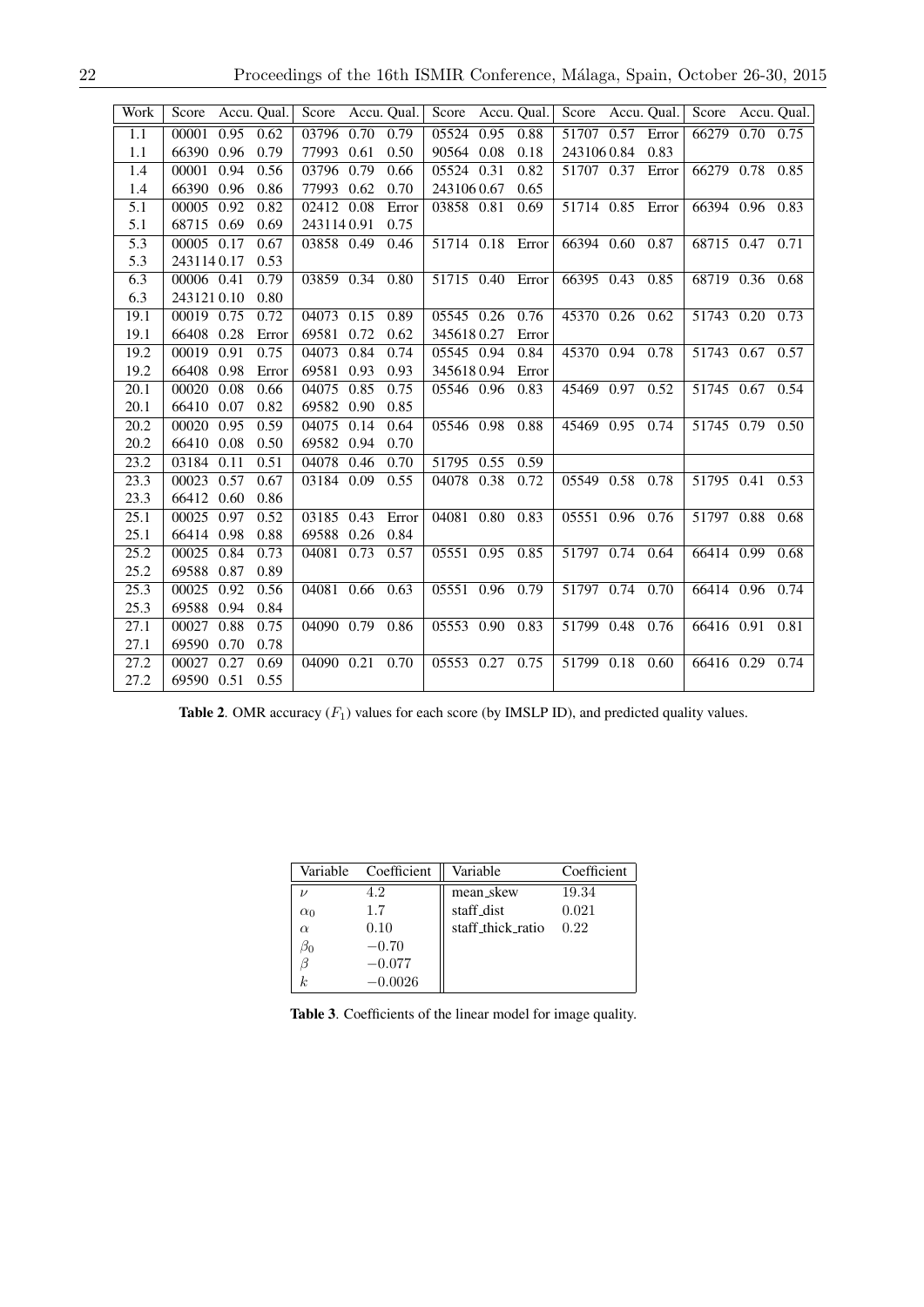| Work | Score | Accu. | Qual. | Score | Accu. | Qual. | Score | Accu. | Qual. | Score | Accu. | Qual. | Score | Accu. | Qual. |
|---|---|---|---|---|---|---|---|---|---|---|---|---|---|---|---|
| 1.1 | 00001 | 0.95 | 0.62 | 03796 | 0.70 | 0.79 | 05524 | 0.95 | 0.88 | 51707 | 0.57 | Error | 66279 | 0.70 | 0.75 |
| 1.1 | 66390 | 0.96 | 0.79 | 77993 | 0.61 | 0.50 | 90564 | 0.08 | 0.18 | 243106 | 0.84 | 0.83 | | | |
| 1.4 | 00001 | 0.94 | 0.56 | 03796 | 0.79 | 0.66 | 05524 | 0.31 | 0.82 | 51707 | 0.37 | Error | 66279 | 0.78 | 0.85 |
| 1.4 | 66390 | 0.96 | 0.86 | 77993 | 0.62 | 0.70 | 243106 | 0.67 | 0.65 | | | | | | |
| 5.1 | 00005 | 0.92 | 0.82 | 02412 | 0.08 | Error | 03858 | 0.81 | 0.69 | 51714 | 0.85 | Error | 66394 | 0.96 | 0.83 |
| 5.1 | 68715 | 0.69 | 0.69 | 243114 | 0.91 | 0.75 | | | | | | | | | |
| 5.3 | 00005 | 0.17 | 0.67 | 03858 | 0.49 | 0.46 | 51714 | 0.18 | Error | 66394 | 0.60 | 0.87 | 68715 | 0.47 | 0.71 |
| 5.3 | 243114 | 0.17 | 0.53 | | | | | | | | | | | | |
| 6.3 | 00006 | 0.41 | 0.79 | 03859 | 0.34 | 0.80 | 51715 | 0.40 | Error | 66395 | 0.43 | 0.85 | 68719 | 0.36 | 0.68 |
| 6.3 | 243121 | 0.10 | 0.80 | | | | | | | | | | | | |
| 19.1 | 00019 | 0.75 | 0.72 | 04073 | 0.15 | 0.89 | 05545 | 0.26 | 0.76 | 45370 | 0.26 | 0.62 | 51743 | 0.20 | 0.73 |
| 19.1 | 66408 | 0.28 | Error | 69581 | 0.72 | 0.62 | 345618 | 0.27 | Error | | | | | | |
| 19.2 | 00019 | 0.91 | 0.75 | 04073 | 0.84 | 0.74 | 05545 | 0.94 | 0.84 | 45370 | 0.94 | 0.78 | 51743 | 0.67 | 0.57 |
| 19.2 | 66408 | 0.98 | Error | 69581 | 0.93 | 0.93 | 345618 | 0.94 | Error | | | | | | |
| 20.1 | 00020 | 0.08 | 0.66 | 04075 | 0.85 | 0.75 | 05546 | 0.96 | 0.83 | 45469 | 0.97 | 0.52 | 51745 | 0.67 | 0.54 |
| 20.1 | 66410 | 0.07 | 0.82 | 69582 | 0.90 | 0.85 | | | | | | | | | |
| 20.2 | 00020 | 0.95 | 0.59 | 04075 | 0.14 | 0.64 | 05546 | 0.98 | 0.88 | 45469 | 0.95 | 0.74 | 51745 | 0.79 | 0.50 |
| 20.2 | 66410 | 0.08 | 0.50 | 69582 | 0.94 | 0.70 | | | | | | | | | |
| 23.2 | 03184 | 0.11 | 0.51 | 04078 | 0.46 | 0.70 | 51795 | 0.55 | 0.59 | | | | | | |
| 23.3 | 00023 | 0.57 | 0.67 | 03184 | 0.09 | 0.55 | 04078 | 0.38 | 0.72 | 05549 | 0.58 | 0.78 | 51795 | 0.41 | 0.53 |
| 23.3 | 66412 | 0.60 | 0.86 | | | | | | | | | | | | |
| 25.1 | 00025 | 0.97 | 0.52 | 03185 | 0.43 | Error | 04081 | 0.80 | 0.83 | 05551 | 0.96 | 0.76 | 51797 | 0.88 | 0.68 |
| 25.1 | 66414 | 0.98 | 0.88 | 69588 | 0.26 | 0.84 | | | | | | | | | |
| 25.2 | 00025 | 0.84 | 0.73 | 04081 | 0.73 | 0.57 | 05551 | 0.95 | 0.85 | 51797 | 0.74 | 0.64 | 66414 | 0.99 | 0.68 |
| 25.2 | 69588 | 0.87 | 0.89 | | | | | | | | | | | | |
| 25.3 | 00025 | 0.92 | 0.56 | 04081 | 0.66 | 0.63 | 05551 | 0.96 | 0.79 | 51797 | 0.74 | 0.70 | 66414 | 0.96 | 0.74 |
| 25.3 | 69588 | 0.94 | 0.84 | | | | | | | | | | | | |
| 27.1 | 00027 | 0.88 | 0.75 | 04090 | 0.79 | 0.86 | 05553 | 0.90 | 0.83 | 51799 | 0.48 | 0.76 | 66416 | 0.91 | 0.81 |
| 27.1 | 69590 | 0.70 | 0.78 | | | | | | | | | | | | |
| 27.2 | 00027 | 0.27 | 0.69 | 04090 | 0.21 | 0.70 | 05553 | 0.27 | 0.75 | 51799 | 0.18 | 0.60 | 66416 | 0.29 | 0.74 |
| 27.2 | 69590 | 0.51 | 0.55 | | | | | | | | | | | | |

**Table 2**. OMR accuracy ($F_1$) values for each score (by IMSLP ID), and predicted quality values.

| Variable | Coefficient | Variable | Coefficient |
|---|---|---|---|
| $\nu$ | $4.2$ | mean_skew | 19.34 |
| $\alpha_0$ | $1.7$ | staff_dist | 0.021 |
| $\alpha$ | $0.10$ | staff_thick_ratio | 0.22 |
| $\beta_0$ | $-0.70$ | | |
| $\beta$ | $-0.077$ | | |
| $k$ | $-0.0026$ | | |

**Table 3**. Coefficients of the linear model for image quality.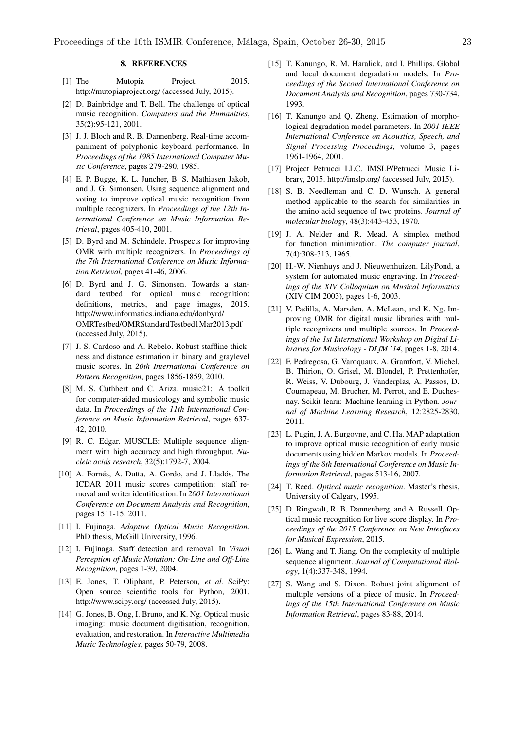## 8. REFERENCES

[1] The Mutopia Project, 2015. http://mutopiaproject.org/ (accessed July, 2015).

[2] D. Bainbridge and T. Bell. The challenge of optical music recognition. *Computers and the Humanities*, 35(2):95-121, 2001.

[3] J. J. Bloch and R. B. Dannenberg. Real-time accompaniment of polyphonic keyboard performance. In *Proceedings of the 1985 International Computer Music Conference*, pages 279-290, 1985.

[4] E. P. Bugge, K. L. Juncher, B. S. Mathiasen Jakob, and J. G. Simonsen. Using sequence alignment and voting to improve optical music recognition from multiple recognizers. In *Proceedings of the 12th International Conference on Music Information Retrieval*, pages 405-410, 2001.

[5] D. Byrd and M. Schindele. Prospects for improving OMR with multiple recognizers. In *Proceedings of the 7th International Conference on Music Information Retrieval*, pages 41-46, 2006.

[6] D. Byrd and J. G. Simonsen. Towards a standard testbed for optical music recognition: definitions, metrics, and page images, 2015. http://www.informatics.indiana.edu/donbyrd/OMRTestbed/OMRStandardTestbed1Mar2013.pdf (accessed July, 2015).

[7] J. S. Cardoso and A. Rebelo. Robust staffline thickness and distance estimation in binary and graylevel music scores. In *20th International Conference on Pattern Recognition*, pages 1856-1859, 2010.

[8] M. S. Cuthbert and C. Ariza. music21: A toolkit for computer-aided musicology and symbolic music data. In *Proceedings of the 11th International Conference on Music Information Retrieval*, pages 637-42, 2010.

[9] R. C. Edgar. MUSCLE: Multiple sequence alignment with high accuracy and high throughput. *Nucleic acids research*, 32(5):1792-7, 2004.

[10] A. Fornés, A. Dutta, A. Gordo, and J. Lladós. The ICDAR 2011 music scores competition: staff removal and writer identification. In *2001 International Conference on Document Analysis and Recognition*, pages 1511-15, 2011.

[11] I. Fujinaga. *Adaptive Optical Music Recognition*. PhD thesis, McGill University, 1996.

[12] I. Fujinaga. Staff detection and removal. In *Visual Perception of Music Notation: On-Line and Off-Line Recognition*, pages 1-39, 2004.

[13] E. Jones, T. Oliphant, P. Peterson, *et al.* SciPy: Open source scientific tools for Python, 2001. http://www.scipy.org/ (accessed July, 2015).

[14] G. Jones, B. Ong, I. Bruno, and K. Ng. Optical music imaging: music document digitisation, recognition, evaluation, and restoration. In *Interactive Multimedia Music Technologies*, pages 50-79, 2008.

[15] T. Kanungo, R. M. Haralick, and I. Phillips. Global and local document degradation models. In *Proceedings of the Second International Conference on Document Analysis and Recognition*, pages 730-734, 1993.

[16] T. Kanungo and Q. Zheng. Estimation of morphological degradation model parameters. In *2001 IEEE International Conference on Acoustics, Speech, and Signal Processing Proceedings*, volume 3, pages 1961-1964, 2001.

[17] Project Petrucci LLC. IMSLP/Petrucci Music Library, 2015. http://imslp.org/ (accessed July, 2015).

[18] S. B. Needleman and C. D. Wunsch. A general method applicable to the search for similarities in the amino acid sequence of two proteins. *Journal of molecular biology*, 48(3):443-453, 1970.

[19] J. A. Nelder and R. Mead. A simplex method for function minimization. *The computer journal*, 7(4):308-313, 1965.

[20] H.-W. Nienhuys and J. Nieuwenhuizen. LilyPond, a system for automated music engraving. In *Proceedings of the XIV Colloquium on Musical Informatics* (XIV CIM 2003), pages 1-6, 2003.

[21] V. Padilla, A. Marsden, A. McLean, and K. Ng. Improving OMR for digital music libraries with multiple recognizers and multiple sources. In *Proceedings of the 1st International Workshop on Digital Libraries for Musicology - DLfM '14*, pages 1-8, 2014.

[22] F. Pedregosa, G. Varoquaux, A. Gramfort, V. Michel, B. Thirion, O. Grisel, M. Blondel, P. Prettenhofer, R. Weiss, V. Dubourg, J. Vanderplas, A. Passos, D. Cournapeau, M. Brucher, M. Perrot, and E. Duchesnay. Scikit-learn: Machine learning in Python. *Journal of Machine Learning Research*, 12:2825-2830, 2011.

[23] L. Pugin, J. A. Burgoyne, and C. Ha. MAP adaptation to improve optical music recognition of early music documents using hidden Markov models. In *Proceedings of the 8th International Conference on Music Information Retrieval*, pages 513-16, 2007.

[24] T. Reed. *Optical music recognition*. Master's thesis, University of Calgary, 1995.

[25] D. Ringwalt, R. B. Dannenberg, and A. Russell. Optical music recognition for live score display. In *Proceedings of the 2015 Conference on New Interfaces for Musical Expression*, 2015.

[26] L. Wang and T. Jiang. On the complexity of multiple sequence alignment. *Journal of Computational Biology*, 1(4):337-348, 1994.

[27] S. Wang and S. Dixon. Robust joint alignment of multiple versions of a piece of music. In *Proceedings of the 15th International Conference on Music Information Retrieval*, pages 83-88, 2014.